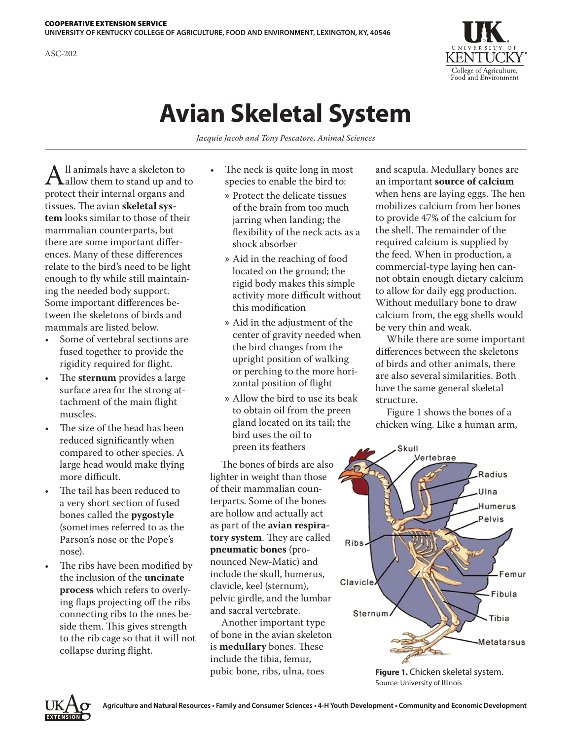COOPERATIVE EXTENSION SERVICE
UNIVERSITY OF KENTUCKY COLLEGE OF AGRICULTURE, FOOD AND ENVIRONMENT, LEXINGTON, KY, 40546

ASC-202

# Avian Skeletal System

*Jacquie Jacob and Tony Pescatore, Animal Sciences*

All animals have a skeleton to allow them to stand up and to protect their internal organs and tissues. The avian **skeletal system** looks similar to those of their mammalian counterparts, but there are some important differences. Many of these differences relate to the bird's need to be light enough to fly while still maintaining the needed body support. Some important differences between the skeletons of birds and mammals are listed below.

- Some of vertebral sections are fused together to provide the rigidity required for flight.
- The **sternum** provides a large surface area for the strong attachment of the main flight muscles.
- The size of the head has been reduced significantly when compared to other species. A large head would make flying more difficult.
- The tail has been reduced to a very short section of fused bones called the **pygostyle** (sometimes referred to as the Parson's nose or the Pope's nose).
- The ribs have been modified by the inclusion of the **uncinate process** which refers to overlying flaps projecting off the ribs connecting ribs to the ones beside them. This gives strength to the rib cage so that it will not collapse during flight.
- The neck is quite long in most species to enable the bird to:
  - Protect the delicate tissues of the brain from too much jarring when landing; the flexibility of the neck acts as a shock absorber
  - Aid in the reaching of food located on the ground; the rigid body makes this simple activity more difficult without this modification
  - Aid in the adjustment of the center of gravity needed when the bird changes from the upright position of walking or perching to the more horizontal position of flight
  - Allow the bird to use its beak to obtain oil from the preen gland located on its tail; the bird uses the oil to preen its feathers

The bones of birds are also lighter in weight than those of their mammalian counterparts. Some of the bones are hollow and actually act as part of the **avian respiratory system**. They are called **pneumatic bones** (pronounced New-Matic) and include the skull, humerus, clavicle, keel (sternum), pelvic girdle, and the lumbar and sacral vertebrate.

Another important type of bone in the avian skeleton is **medullary** bones. These include the tibia, femur, pubic bone, ribs, ulna, toes and scapula. Medullary bones are an important **source of calcium** when hens are laying eggs. The hen mobilizes calcium from her bones to provide 47% of the calcium for the shell. The remainder of the required calcium is supplied by the feed. When in production, a commercial-type laying hen cannot obtain enough dietary calcium to allow for daily egg production. Without medullary bone to draw calcium from, the egg shells would be very thin and weak.

While there are some important differences between the skeletons of birds and other animals, there are also several similarities. Both have the same general skeletal structure.

Figure 1 shows the bones of a chicken wing. Like a human arm,

**Figure 1.** Chicken skeletal system.
Source: University of Illinois

Agriculture and Natural Resources • Family and Consumer Sciences • 4-H Youth Development • Community and Economic Development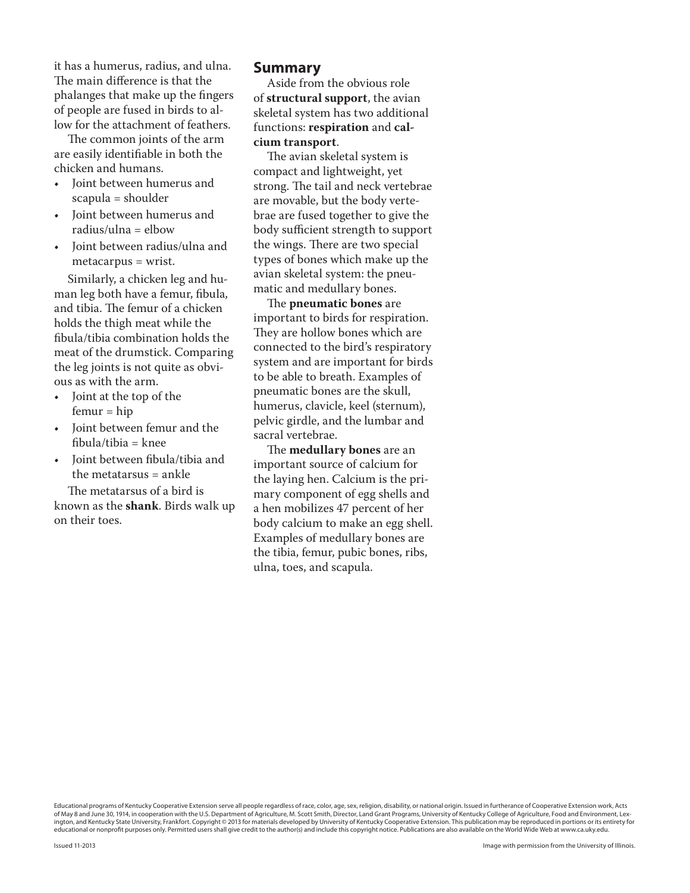it has a humerus, radius, and ulna. The main difference is that the phalanges that make up the fingers of people are fused in birds to allow for the attachment of feathers.

The common joints of the arm are easily identifiable in both the chicken and humans.

- Joint between humerus and scapula = shoulder
- Joint between humerus and radius/ulna = elbow
- Joint between radius/ulna and metacarpus = wrist.

Similarly, a chicken leg and human leg both have a femur, fibula, and tibia. The femur of a chicken holds the thigh meat while the fibula/tibia combination holds the meat of the drumstick. Comparing the leg joints is not quite as obvious as with the arm.

- Joint at the top of the femur = hip
- Joint between femur and the fibula/tibia = knee
- Joint between fibula/tibia and the metatarsus = ankle

The metatarsus of a bird is known as the **shank**. Birds walk up on their toes.

## Summary

Aside from the obvious role of **structural support**, the avian skeletal system has two additional functions: **respiration** and **calcium transport**.

The avian skeletal system is compact and lightweight, yet strong. The tail and neck vertebrae are movable, but the body vertebrae are fused together to give the body sufficient strength to support the wings. There are two special types of bones which make up the avian skeletal system: the pneumatic and medullary bones.

The **pneumatic bones** are important to birds for respiration. They are hollow bones which are connected to the bird's respiratory system and are important for birds to be able to breath. Examples of pneumatic bones are the skull, humerus, clavicle, keel (sternum), pelvic girdle, and the lumbar and sacral vertebrae.

The **medullary bones** are an important source of calcium for the laying hen. Calcium is the primary component of egg shells and a hen mobilizes 47 percent of her body calcium to make an egg shell. Examples of medullary bones are the tibia, femur, pubic bones, ribs, ulna, toes, and scapula.

Educational programs of Kentucky Cooperative Extension serve all people regardless of race, color, age, sex, religion, disability, or national origin. Issued in furtherance of Cooperative Extension work, Acts of May 8 and June 30, 1914, in cooperation with the U.S. Department of Agriculture, M. Scott Smith, Director, Land Grant Programs, University of Kentucky College of Agriculture, Food and Environment, Lexington, and Kentucky State University, Frankfort. Copyright © 2013 for materials developed by University of Kentucky Cooperative Extension. This publication may be reproduced in portions or its entirety for educational or nonprofit purposes only. Permitted users shall give credit to the author(s) and include this copyright notice. Publications are also available on the World Wide Web at www.ca.uky.edu.

Issued 11-2013

Image with permission from the University of Illinois.